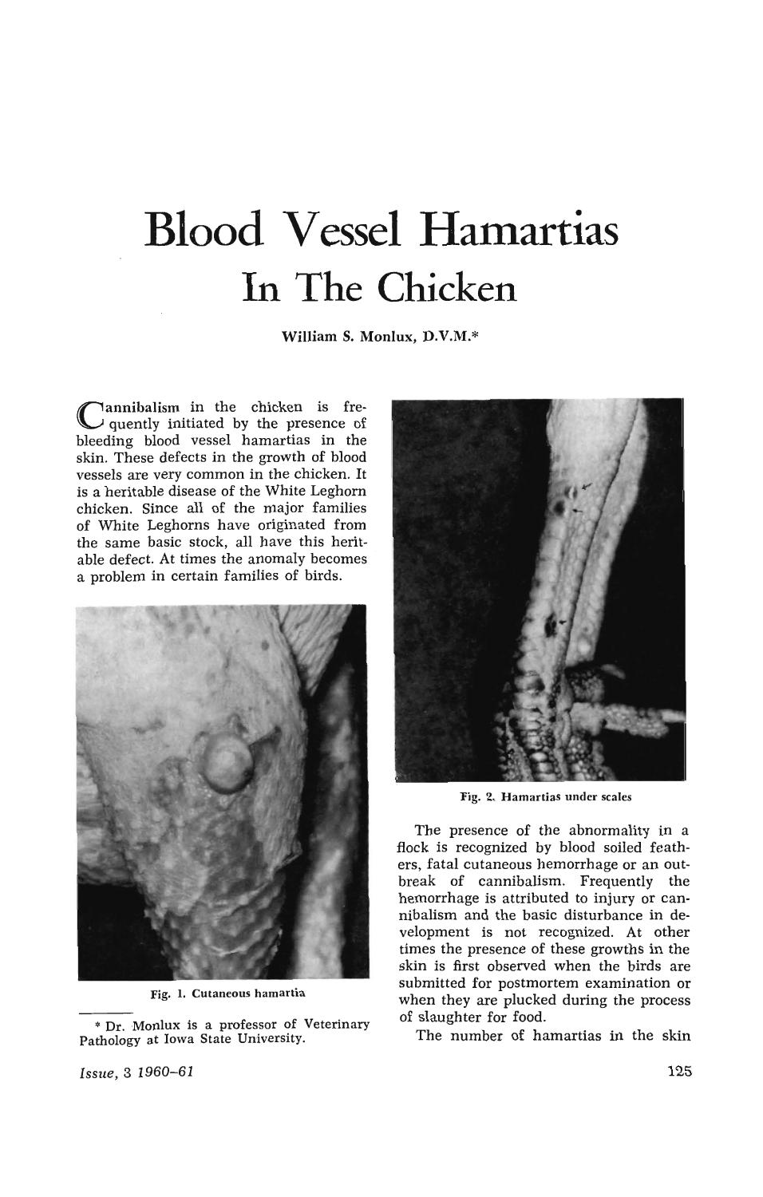# Blood Vessel Hamartias

## In The Chicken

William S. Monlux, D.V.M.*

Cannibalism in the chicken is frequently initiated by the presence of bleeding blood vessel hamartias in the skin. These defects in the growth of blood vessels are very common in the chicken. It is a heritable disease of the White Leghorn chicken. Since all of the major families of White Leghorns have originated from the same basic stock, all have this heritable defect. At times the anomaly becomes a problem in certain families of birds.

Fig. 1. Cutaneous hamartia

Fig. 2. Hamartias under scales

The presence of the abnormality in a flock is recognized by blood soiled feathers, fatal cutaneous hemorrhage or an outbreak of cannibalism. Frequently the hemorrhage is attributed to injury or cannibalism and the basic disturbance in development is not recognized. At other times the presence of these growths in the skin is first observed when the birds are submitted for postmortem examination or when they are plucked during the process of slaughter for food.

The number of hamartias in the skin

* Dr. Monlux is a professor of Veterinary Pathology at Iowa State University.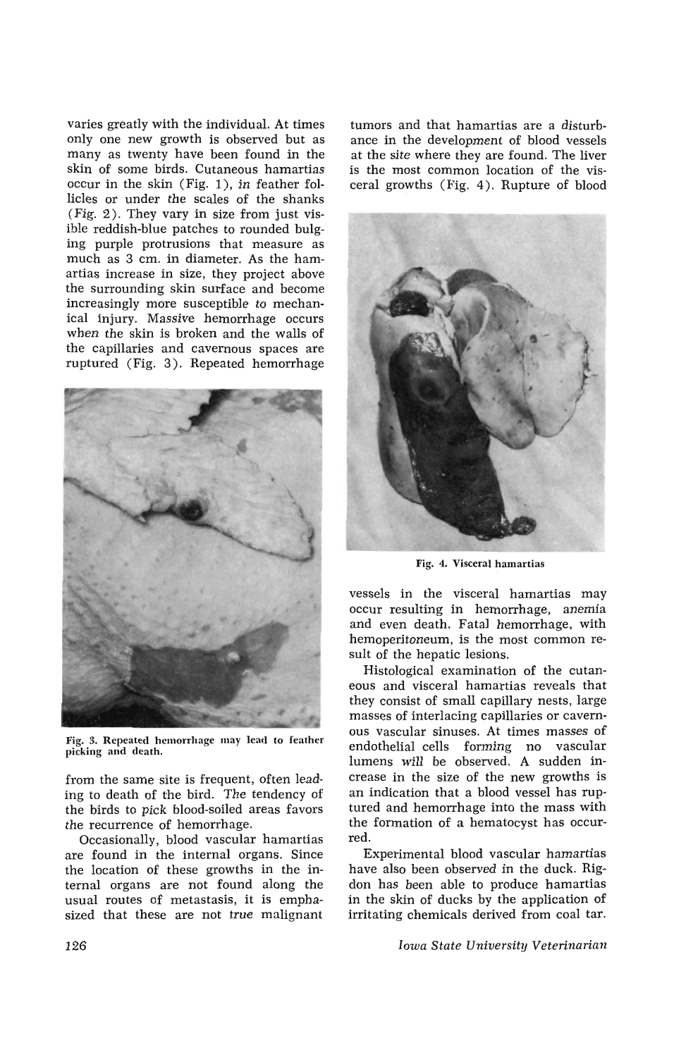varies greatly with the individual. At times only one new growth is observed but as many as twenty have been found in the skin of some birds. Cutaneous hamartias occur in the skin (Fig. 1), in feather follicles or under the scales of the shanks (Fig. 2). They vary in size from just visible reddish-blue patches to rounded bulging purple protrusions that measure as much as 3 cm. in diameter. As the hamartias increase in size, they project above the surrounding skin surface and become increasingly more susceptible to mechanical injury. Massive hemorrhage occurs when the skin is broken and the walls of the capillaries and cavernous spaces are ruptured (Fig. 3). Repeated hemorrhage from the same site is frequent, often leading to death of the bird. The tendency of the birds to pick blood-soiled areas favors the recurrence of hemorrhage.

Fig. 3. Repeated hemorrhage may lead to feather picking and death.

Occasionally, blood vascular hamartias are found in the internal organs. Since the location of these growths in the internal organs are not found along the usual routes of metastasis, it is emphasized that these are not true malignant tumors and that hamartias are a disturbance in the development of blood vessels at the site where they are found. The liver is the most common location of the visceral growths (Fig. 4). Rupture of blood vessels in the visceral hamartias may occur resulting in hemorrhage, anemia and even death. Fatal hemorrhage, with hemoperitoneum, is the most common result of the hepatic lesions.

Fig. 4. Visceral hamartias

Histological examination of the cutaneous and visceral hamartias reveals that they consist of small capillary nests, large masses of interlacing capillaries or cavernous vascular sinuses. At times masses of endothelial cells forming no vascular lumens will be observed. A sudden increase in the size of the new growths is an indication that a blood vessel has ruptured and hemorrhage into the mass with the formation of a hematocyst has occurred.

Experimental blood vascular hamartias have also been observed in the duck. Rigdon has been able to produce hamartias in the skin of ducks by the application of irritating chemicals derived from coal tar.